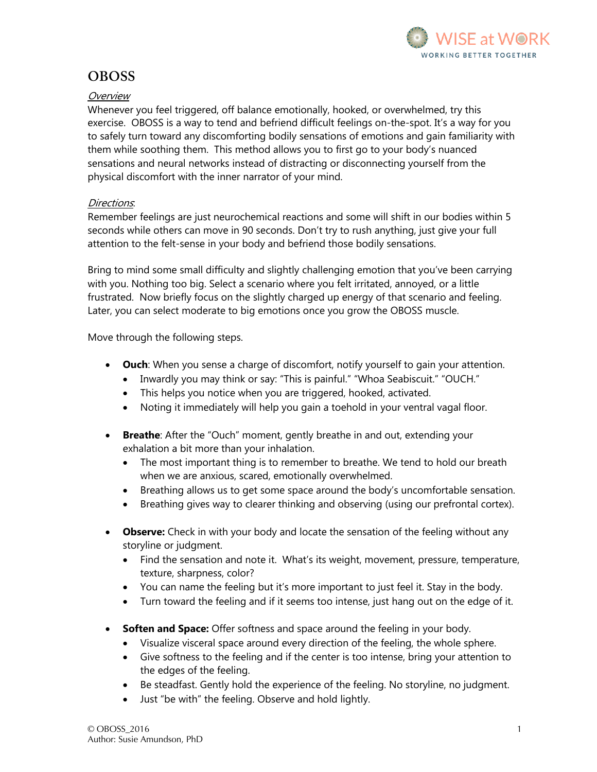# OBOSS

*Overview*

Whenever you feel triggered, off balance emotionally, hooked, or overwhelmed, try this exercise. OBOSS is a way to tend and befriend difficult feelings on-the-spot. It's a way for you to safely turn toward any discomforting bodily sensations of emotions and gain familiarity with them while soothing them. This method allows you to first go to your body's nuanced sensations and neural networks instead of distracting or disconnecting yourself from the physical discomfort with the inner narrator of your mind.

*Directions*:

Remember feelings are just neurochemical reactions and some will shift in our bodies within 5 seconds while others can move in 90 seconds. Don't try to rush anything, just give your full attention to the felt-sense in your body and befriend those bodily sensations.

Bring to mind some small difficulty and slightly challenging emotion that you've been carrying with you. Nothing too big. Select a scenario where you felt irritated, annoyed, or a little frustrated. Now briefly focus on the slightly charged up energy of that scenario and feeling. Later, you can select moderate to big emotions once you grow the OBOSS muscle.

Move through the following steps.

- **Ouch**: When you sense a charge of discomfort, notify yourself to gain your attention.
  - Inwardly you may think or say: "This is painful." "Whoa Seabiscuit." "OUCH."
  - This helps you notice when you are triggered, hooked, activated.
  - Noting it immediately will help you gain a toehold in your ventral vagal floor.

- **Breathe**: After the "Ouch" moment, gently breathe in and out, extending your exhalation a bit more than your inhalation.
  - The most important thing is to remember to breathe. We tend to hold our breath when we are anxious, scared, emotionally overwhelmed.
  - Breathing allows us to get some space around the body's uncomfortable sensation.
  - Breathing gives way to clearer thinking and observing (using our prefrontal cortex).

- **Observe:** Check in with your body and locate the sensation of the feeling without any storyline or judgment.
  - Find the sensation and note it. What's its weight, movement, pressure, temperature, texture, sharpness, color?
  - You can name the feeling but it's more important to just feel it. Stay in the body.
  - Turn toward the feeling and if it seems too intense, just hang out on the edge of it.

- **Soften and Space:** Offer softness and space around the feeling in your body.
  - Visualize visceral space around every direction of the feeling, the whole sphere.
  - Give softness to the feeling and if the center is too intense, bring your attention to the edges of the feeling.
  - Be steadfast. Gently hold the experience of the feeling. No storyline, no judgment.
  - Just "be with" the feeling. Observe and hold lightly.

© OBOSS_2016
Author: Susie Amundson, PhD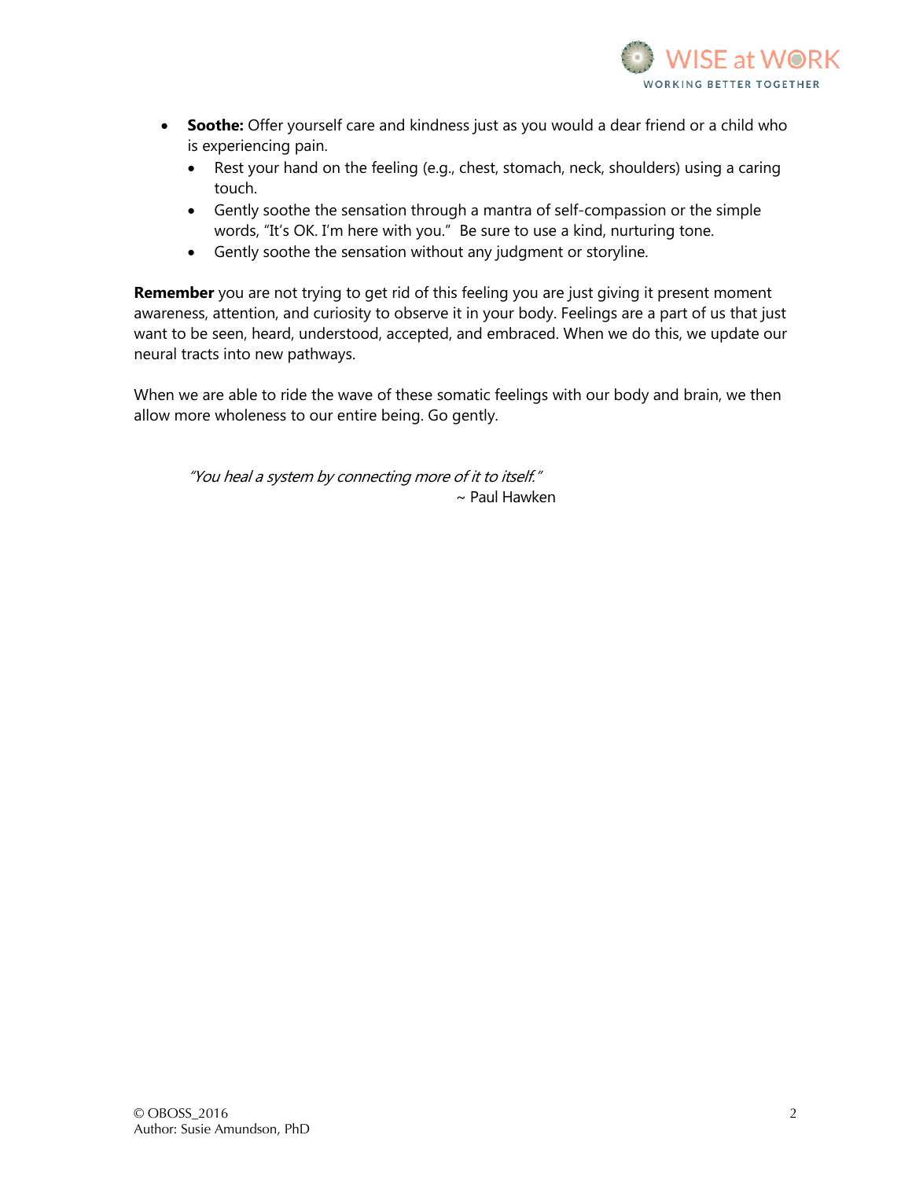- **Soothe:** Offer yourself care and kindness just as you would a dear friend or a child who is experiencing pain.
  - Rest your hand on the feeling (e.g., chest, stomach, neck, shoulders) using a caring touch.
  - Gently soothe the sensation through a mantra of self-compassion or the simple words, "It's OK. I'm here with you." Be sure to use a kind, nurturing tone.
  - Gently soothe the sensation without any judgment or storyline.

**Remember** you are not trying to get rid of this feeling you are just giving it present moment awareness, attention, and curiosity to observe it in your body. Feelings are a part of us that just want to be seen, heard, understood, accepted, and embraced. When we do this, we update our neural tracts into new pathways.

When we are able to ride the wave of these somatic feelings with our body and brain, we then allow more wholeness to our entire being. Go gently.

> *"You heal a system by connecting more of it to itself."*
>
> ~ Paul Hawken

© OBOSS_2016
Author: Susie Amundson, PhD